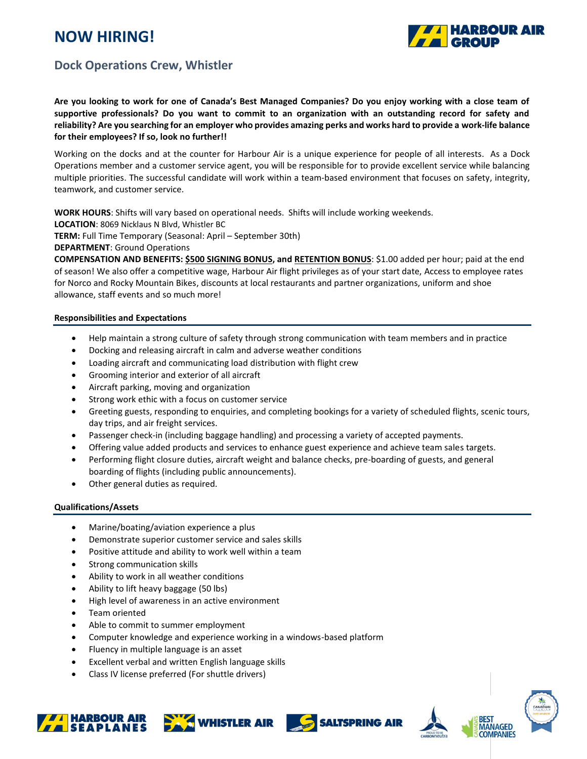# NOW HIRING!

## Dock Operations Crew, Whistler

**Are you looking to work for one of Canada's Best Managed Companies? Do you enjoy working with a close team of supportive professionals? Do you want to commit to an organization with an outstanding record for safety and reliability? Are you searching for an employer who provides amazing perks and works hard to provide a work-life balance for their employees? If so, look no further!!**

Working on the docks and at the counter for Harbour Air is a unique experience for people of all interests. As a Dock Operations member and a customer service agent, you will be responsible for to provide excellent service while balancing multiple priorities. The successful candidate will work within a team-based environment that focuses on safety, integrity, teamwork, and customer service.

**WORK HOURS**: Shifts will vary based on operational needs. Shifts will include working weekends.
**LOCATION**: 8069 Nicklaus N Blvd, Whistler BC
**TERM:** Full Time Temporary (Seasonal: April – September 30th)
**DEPARTMENT**: Ground Operations
**COMPENSATION AND BENEFITS: <u>$500 SIGNING BONUS</u>, and <u>RETENTION BONUS</u>**: $1.00 added per hour; paid at the end of season! We also offer a competitive wage, Harbour Air flight privileges as of your start date, Access to employee rates for Norco and Rocky Mountain Bikes, discounts at local restaurants and partner organizations, uniform and shoe allowance, staff events and so much more!

### Responsibilities and Expectations

- Help maintain a strong culture of safety through strong communication with team members and in practice
- Docking and releasing aircraft in calm and adverse weather conditions
- Loading aircraft and communicating load distribution with flight crew
- Grooming interior and exterior of all aircraft
- Aircraft parking, moving and organization
- Strong work ethic with a focus on customer service
- Greeting guests, responding to enquiries, and completing bookings for a variety of scheduled flights, scenic tours, day trips, and air freight services.
- Passenger check-in (including baggage handling) and processing a variety of accepted payments.
- Offering value added products and services to enhance guest experience and achieve team sales targets.
- Performing flight closure duties, aircraft weight and balance checks, pre-boarding of guests, and general boarding of flights (including public announcements).
- Other general duties as required.

### Qualifications/Assets

- Marine/boating/aviation experience a plus
- Demonstrate superior customer service and sales skills
- Positive attitude and ability to work well within a team
- Strong communication skills
- Ability to work in all weather conditions
- Ability to lift heavy baggage (50 lbs)
- High level of awareness in an active environment
- Team oriented
- Able to commit to summer employment
- Computer knowledge and experience working in a windows-based platform
- Fluency in multiple language is an asset
- Excellent verbal and written English language skills
- Class IV license preferred (For shuttle drivers)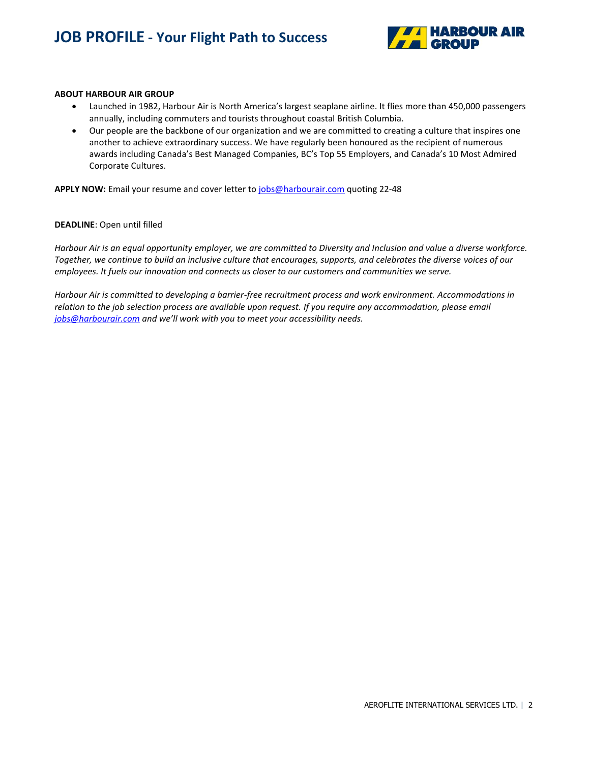**ABOUT HARBOUR AIR GROUP**

- Launched in 1982, Harbour Air is North America's largest seaplane airline. It flies more than 450,000 passengers annually, including commuters and tourists throughout coastal British Columbia.
- Our people are the backbone of our organization and we are committed to creating a culture that inspires one another to achieve extraordinary success. We have regularly been honoured as the recipient of numerous awards including Canada's Best Managed Companies, BC's Top 55 Employers, and Canada's 10 Most Admired Corporate Cultures.

**APPLY NOW:** Email your resume and cover letter to jobs@harbourair.com quoting 22-48

**DEADLINE**: Open until filled

*Harbour Air is an equal opportunity employer, we are committed to Diversity and Inclusion and value a diverse workforce. Together, we continue to build an inclusive culture that encourages, supports, and celebrates the diverse voices of our employees. It fuels our innovation and connects us closer to our customers and communities we serve.*

*Harbour Air is committed to developing a barrier-free recruitment process and work environment. Accommodations in relation to the job selection process are available upon request. If you require any accommodation, please email jobs@harbourair.com and we'll work with you to meet your accessibility needs.*